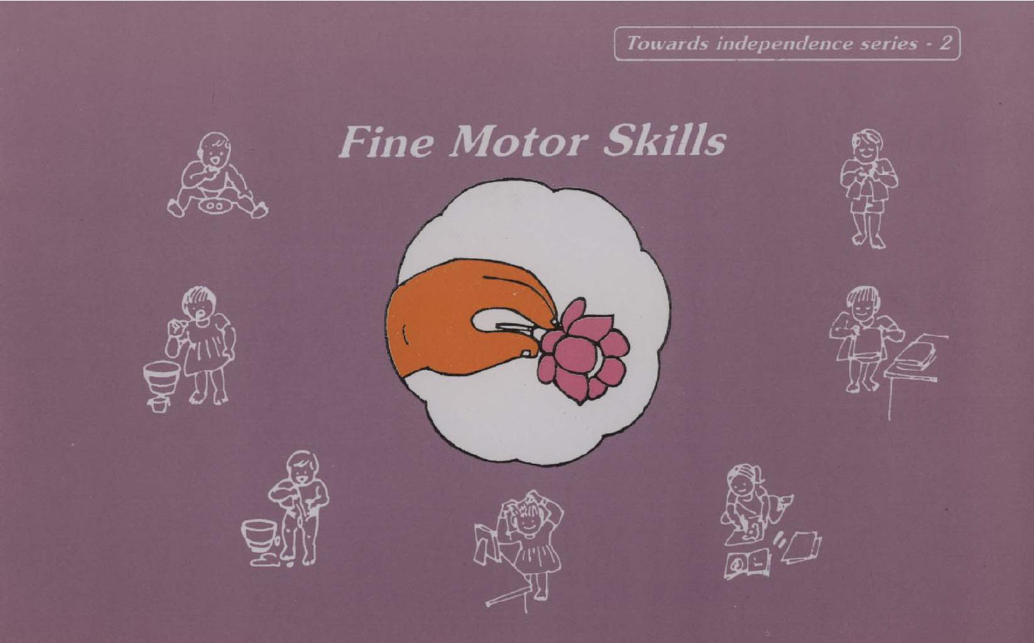Towards independence series - 2

# Fine Motor Skills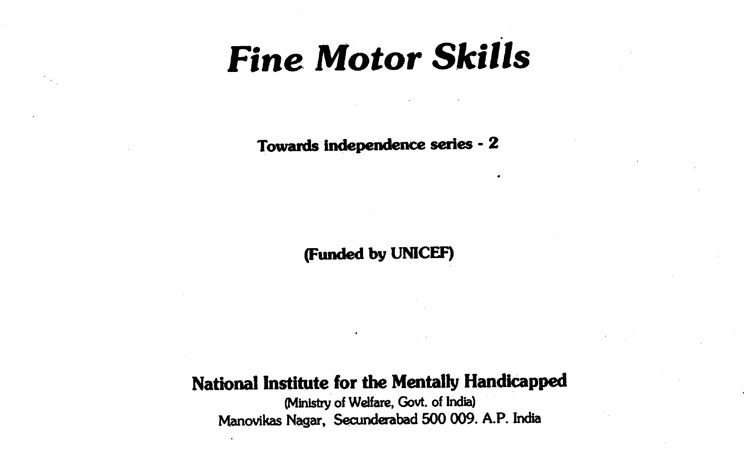# *Fine Motor Skills*

**Towards independence series - 2**

**(Funded by UNICEF)**

**National Institute for the Mentally Handicapped**

(Ministry of Welfare, Govt. of India)

Manovikas Nagar, Secunderabad 500 009. A.P. India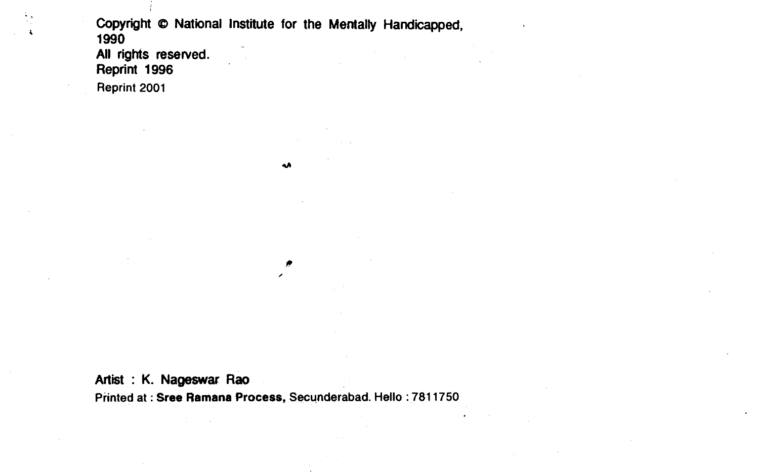Copyright © National Institute for the Mentally Handicapped, 1990
All rights reserved.
Reprint 1996
Reprint 2001

Artist : K. Nageswar Rao
Printed at : **Sree Ramana Process**, Secunderabad. Hello : 7811750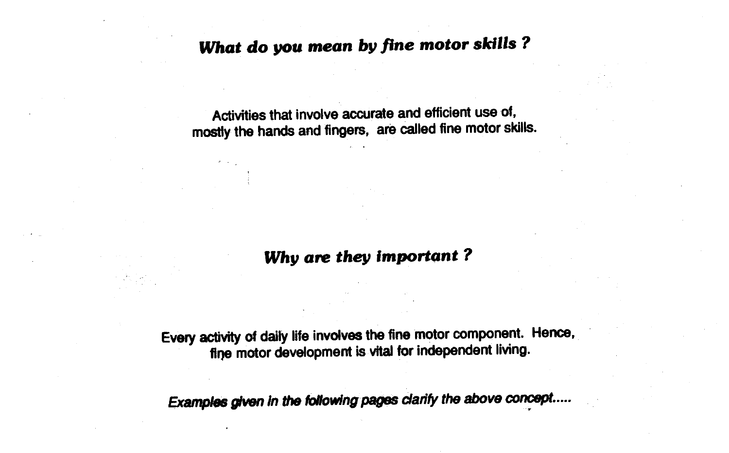## *What do you mean by fine motor skills ?*

Activities that involve accurate and efficient use of, mostly the hands and fingers, are called fine motor skills.

## *Why are they important ?*

Every activity of daily life involves the fine motor component. Hence, fine motor development is vital for independent living.

*Examples given in the following pages clarify the above concept.....*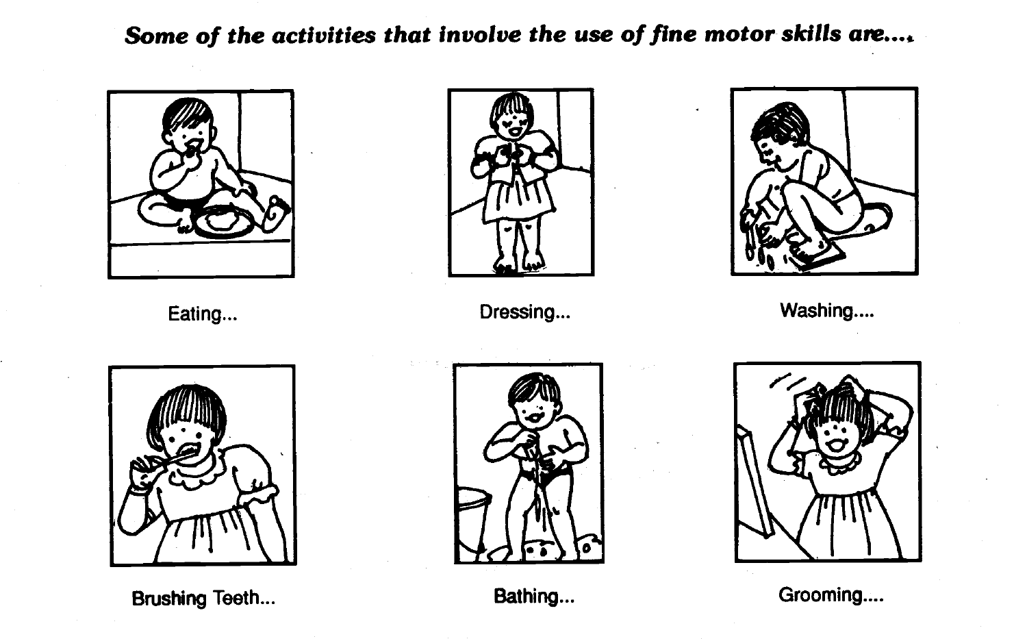***Some of the activities that involve the use of fine motor skills are....***

Eating...

Dressing...

Washing....

Brushing Teeth...

Bathing...

Grooming....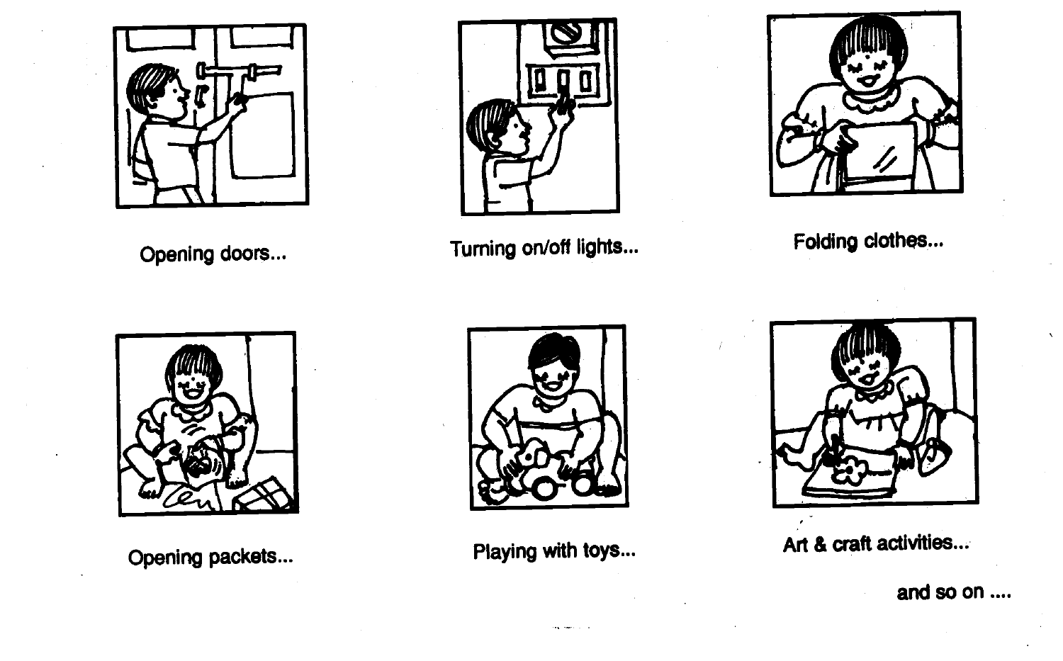Opening doors...

Turning on/off lights...

Folding clothes...

Opening packets...

Playing with toys...

Art & craft activities...

and so on ....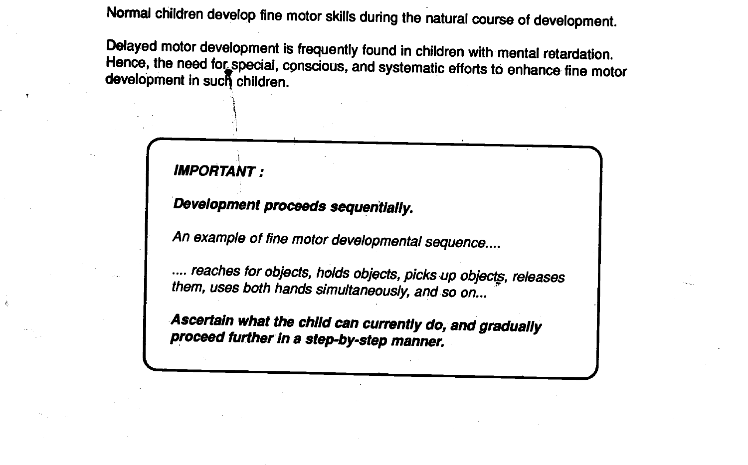Normal children develop fine motor skills during the natural course of development.

Delayed motor development is frequently found in children with mental retardation. Hence, the need for special, conscious, and systematic efforts to enhance fine motor development in such children.

***IMPORTANT :***

***Development proceeds sequentially.***

*An example of fine motor developmental sequence....*

*.... reaches for objects, holds objects, picks up objects, releases them, uses both hands simultaneously, and so on...*

***Ascertain what the child can currently do, and gradually proceed further in a step-by-step manner.***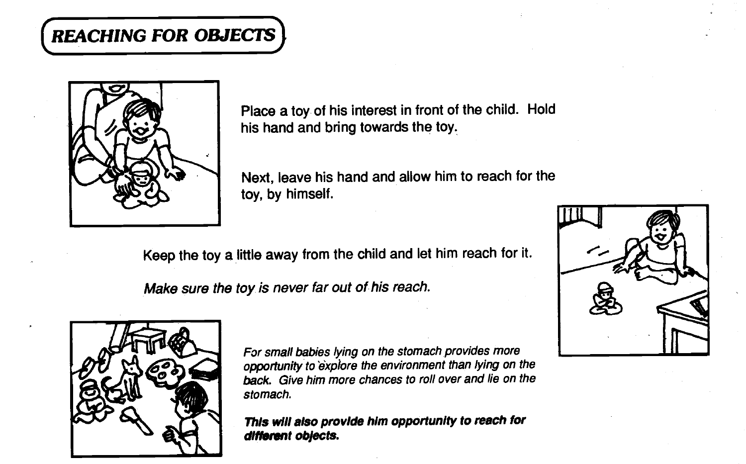## REACHING FOR OBJECTS

Place a toy of his interest in front of the child. Hold his hand and bring towards the toy.

Next, leave his hand and allow him to reach for the toy, by himself.

Keep the toy a little away from the child and let him reach for it.

*Make sure the toy is never far out of his reach.*

*For small babies lying on the stomach provides more opportunity to explore the environment than lying on the back. Give him more chances to roll over and lie on the stomach.*

***This will also provide him opportunity to reach for different objects.***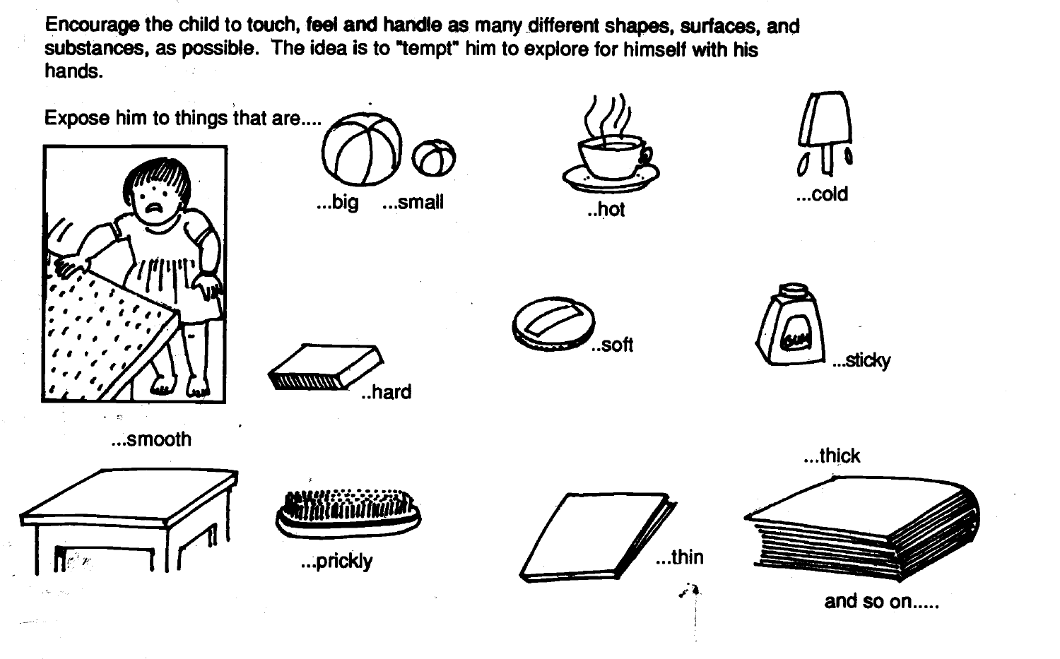Encourage the child to touch, **feel and handle** as many different shapes, surfaces, and substances, as possible. The idea is to "tempt" him to explore for himself with his hands.

Expose him to things that are....

...big ...small

..hot

...cold

..hard

..soft

...sticky

...smooth

...prickly

...thin

...thick

and so on.....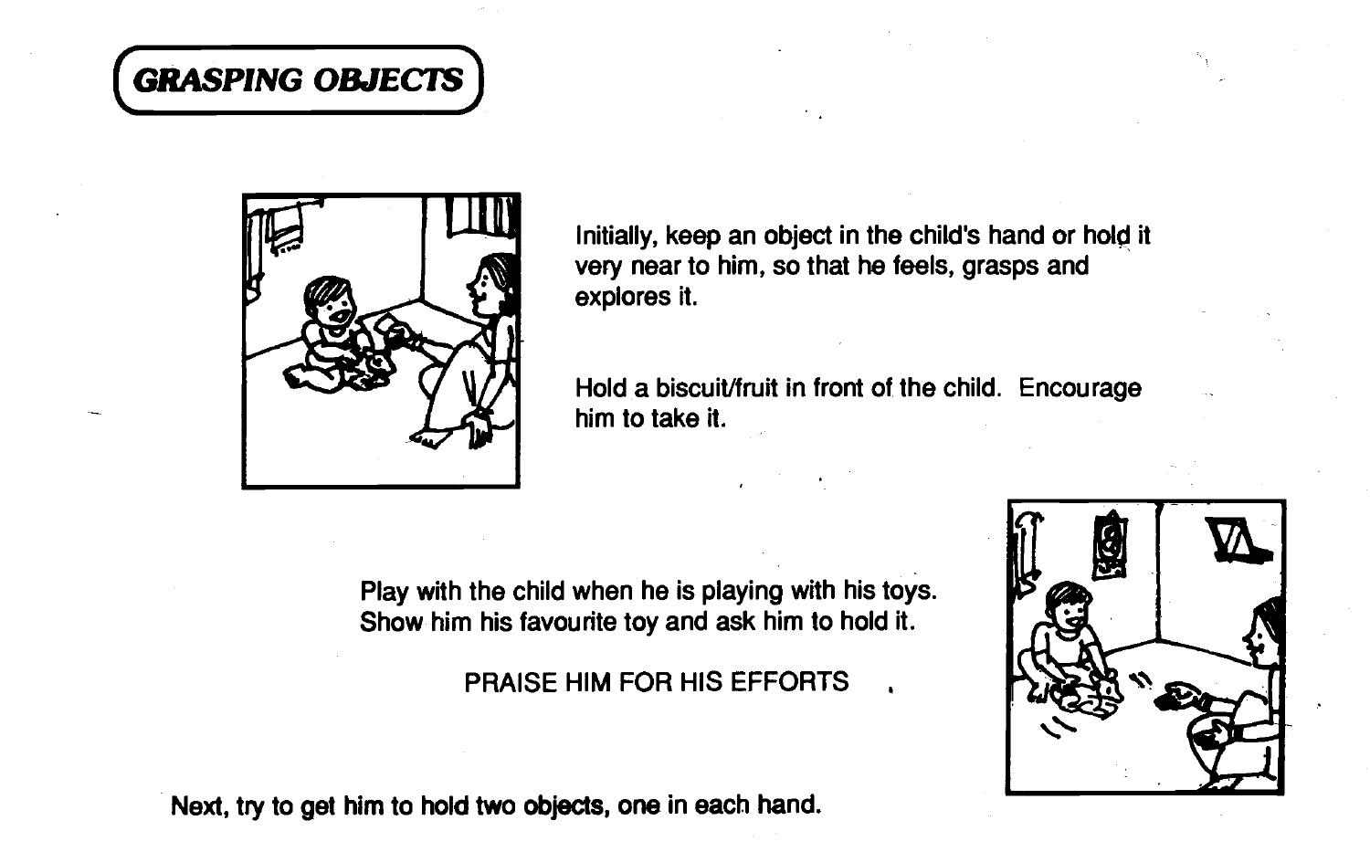## GRASPING OBJECTS

Initially, keep an object in the child's hand or hold it very near to him, so that he feels, grasps and explores it.

Hold a biscuit/fruit in front of the child. Encourage him to take it.

Play with the child when he is playing with his toys. Show him his favourite toy and ask him to hold it.

PRAISE HIM FOR HIS EFFORTS

**Next, try to get him to hold two objects, one in each hand.**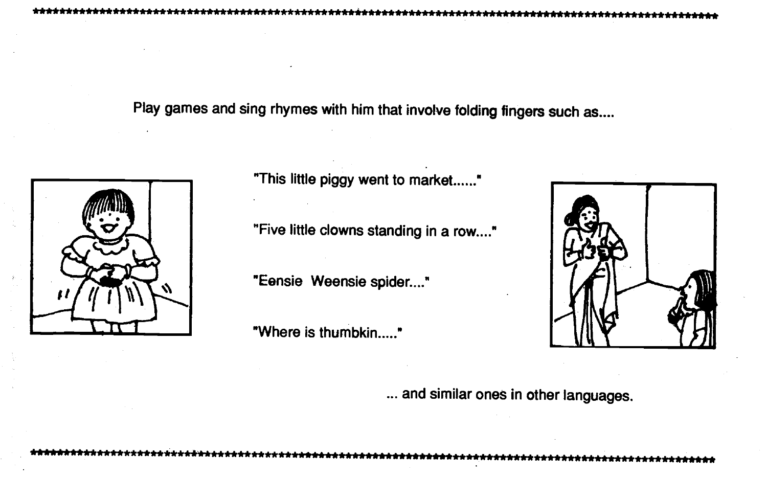Play games and sing rhymes with him that involve folding fingers such as....

"This little piggy went to market......"

"Five little clowns standing in a row...."

"Eensie Weensie spider...."

"Where is thumbkin....."

... and similar ones in other languages.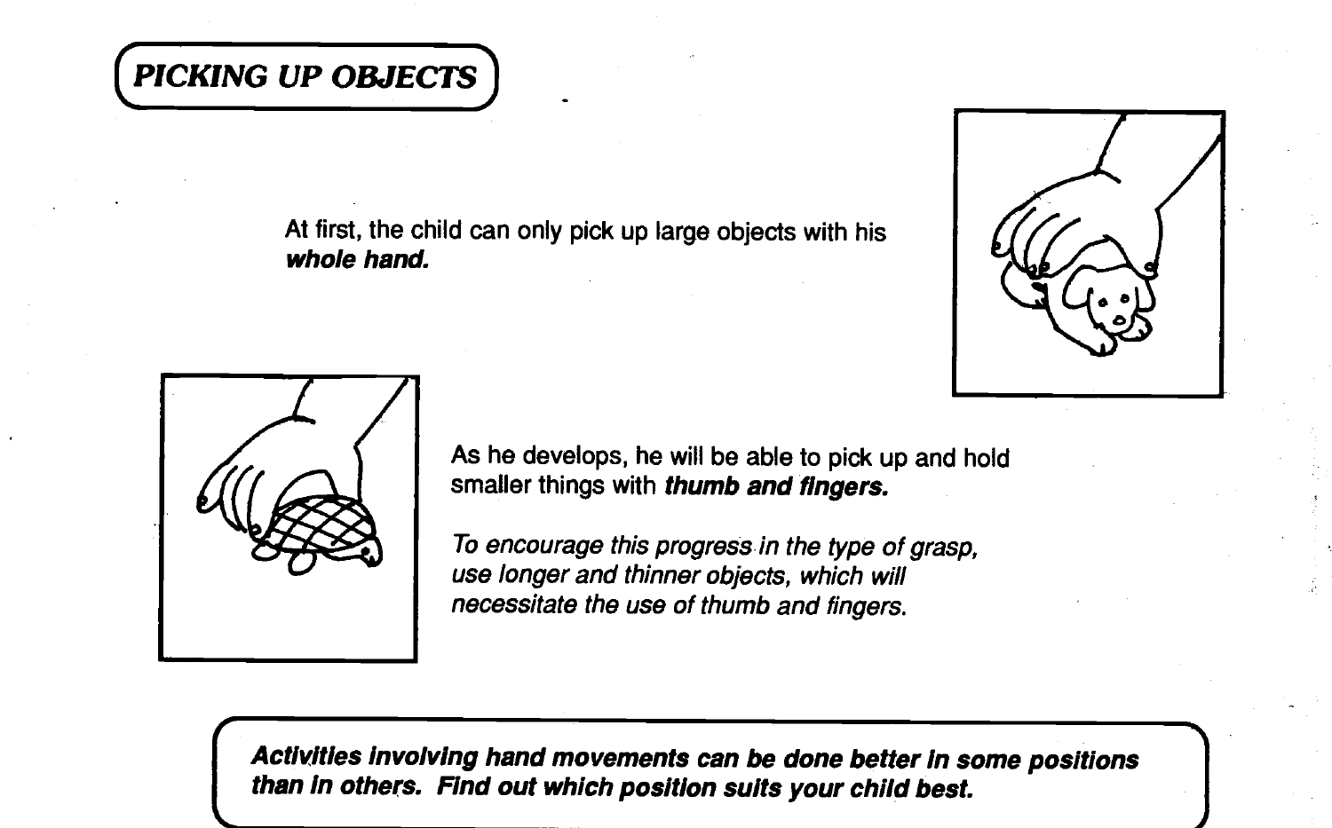# PICKING UP OBJECTS

At first, the child can only pick up large objects with his ***whole hand.***

As he develops, he will be able to pick up and hold smaller things with ***thumb and fingers.***

*To encourage this progress in the type of grasp, use longer and thinner objects, which will necessitate the use of thumb and fingers.*

***Activities involving hand movements can be done better in some positions than in others. Find out which position suits your child best.***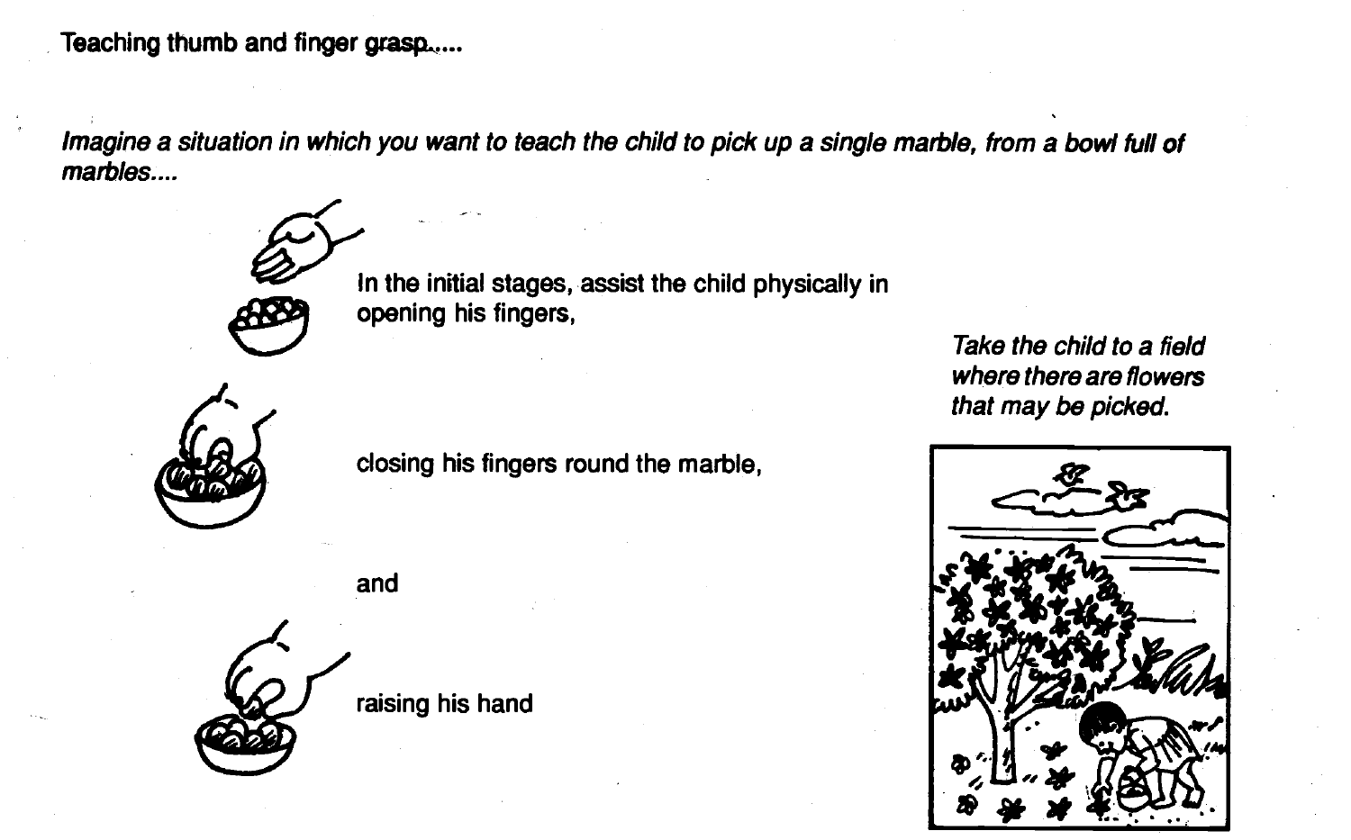Teaching thumb and finger grasp.....

*Imagine a situation in which you want to teach the child to pick up a single marble, from a bowl full of marbles....*

In the initial stages, assist the child physically in opening his fingers,

closing his fingers round the marble,

and

raising his hand

*Take the child to a field where there are flowers that may be picked.*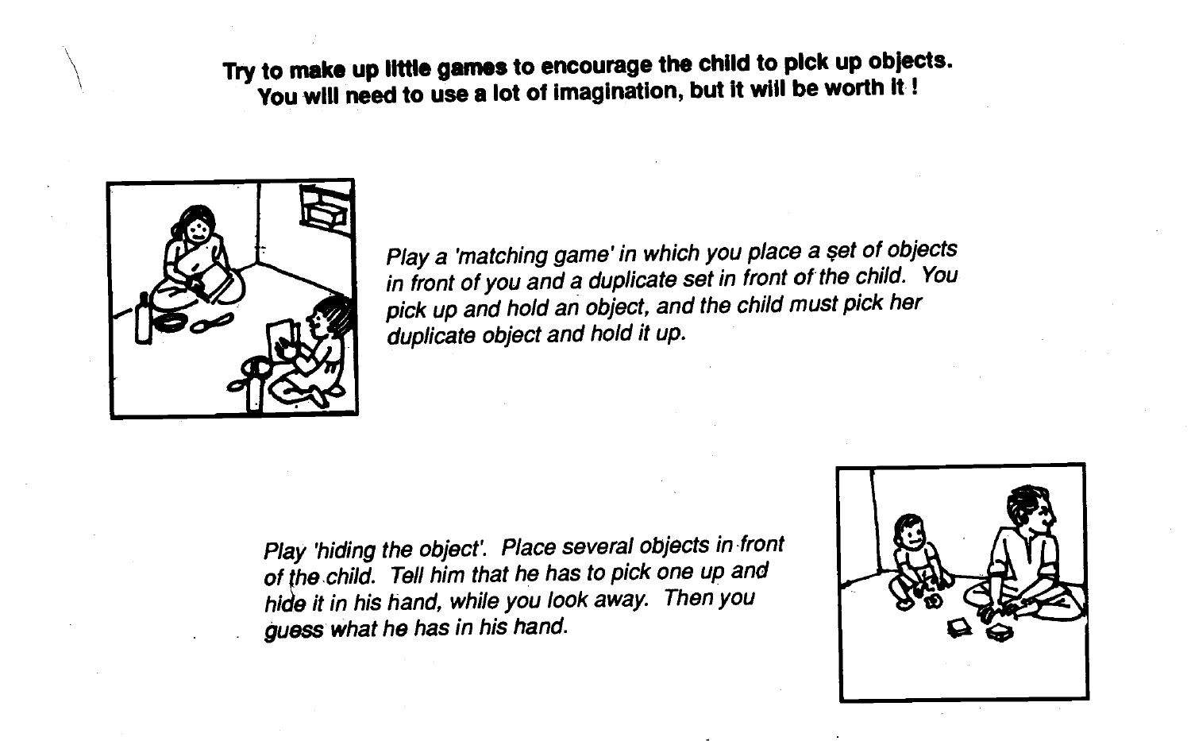**Try to make up little games to encourage the child to pick up objects. You will need to use a lot of imagination, but it will be worth it !**

*Play a 'matching game' in which you place a set of objects in front of you and a duplicate set in front of the child. You pick up and hold an object, and the child must pick her duplicate object and hold it up.*

*Play 'hiding the object'. Place several objects in front of the child. Tell him that he has to pick one up and hide it in his hand, while you look away. Then you guess what he has in his hand.*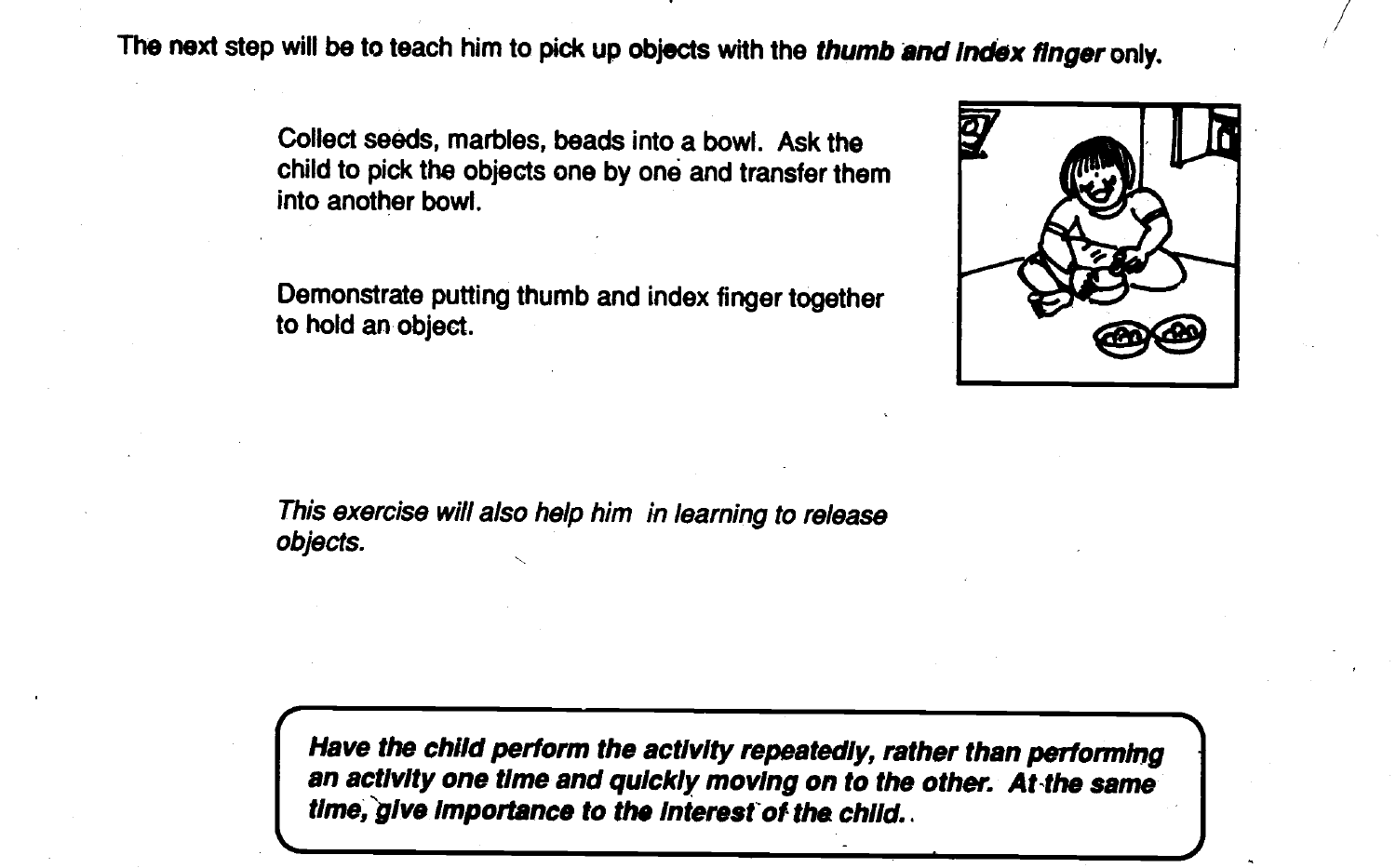The next step will be to teach him to pick up objects with the ***thumb and index finger*** only.

Collect seeds, marbles, beads into a bowl. Ask the child to pick the objects one by one and transfer them into another bowl.

Demonstrate putting thumb and index finger together to hold an object.

*This exercise will also help him in learning to release objects.*

> ***Have the child perform the activity repeatedly, rather than performing an activity one time and quickly moving on to the other. At the same time, give importance to the interest of the child.***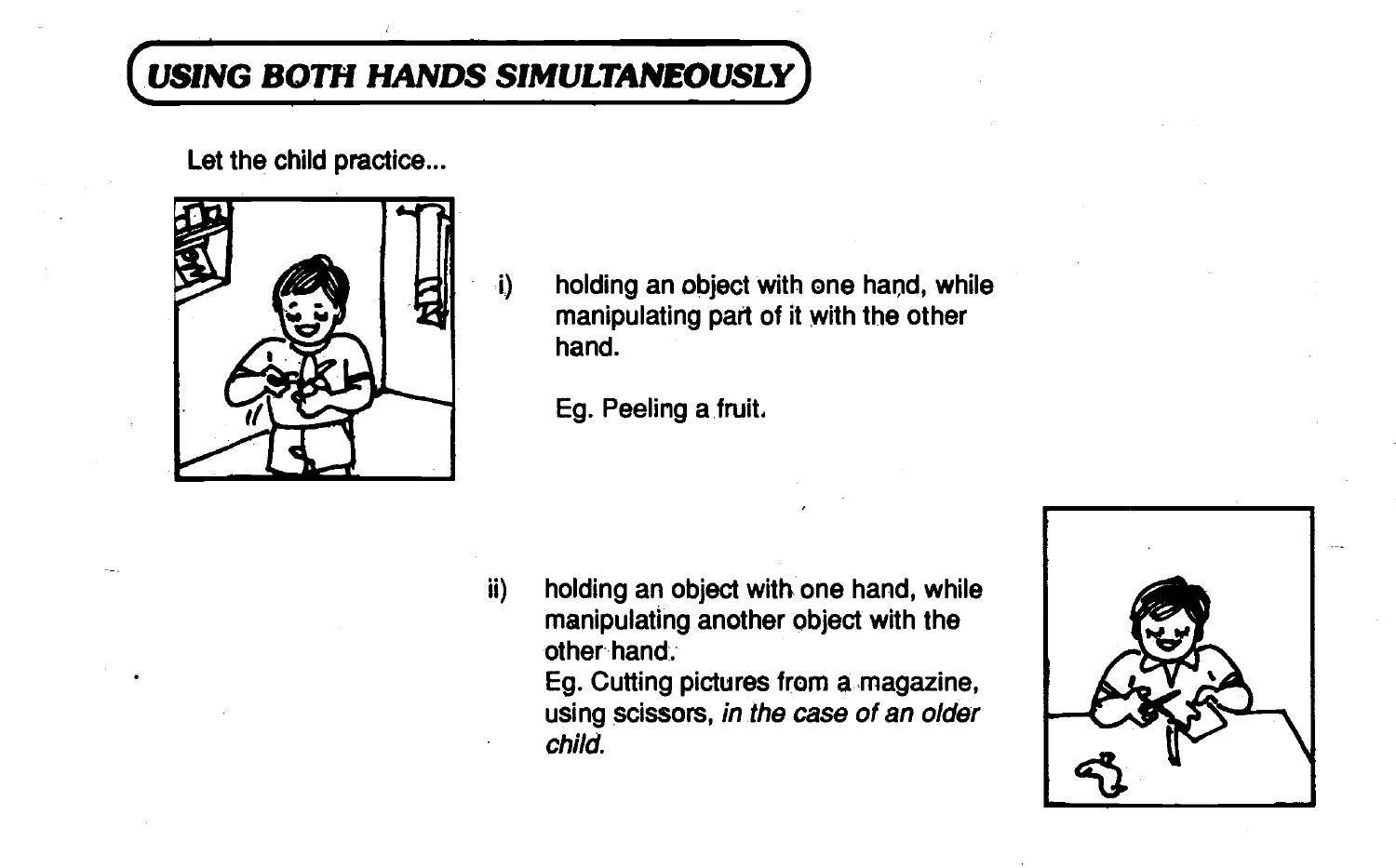# USING BOTH HANDS SIMULTANEOUSLY

Let the child practice...

i) holding an object with one hand, while manipulating part of it with the other hand.

Eg. Peeling a fruit.

ii) holding an object with one hand, while manipulating another object with the other hand.
Eg. Cutting pictures from a magazine, using scissors, *in the case of an older child.*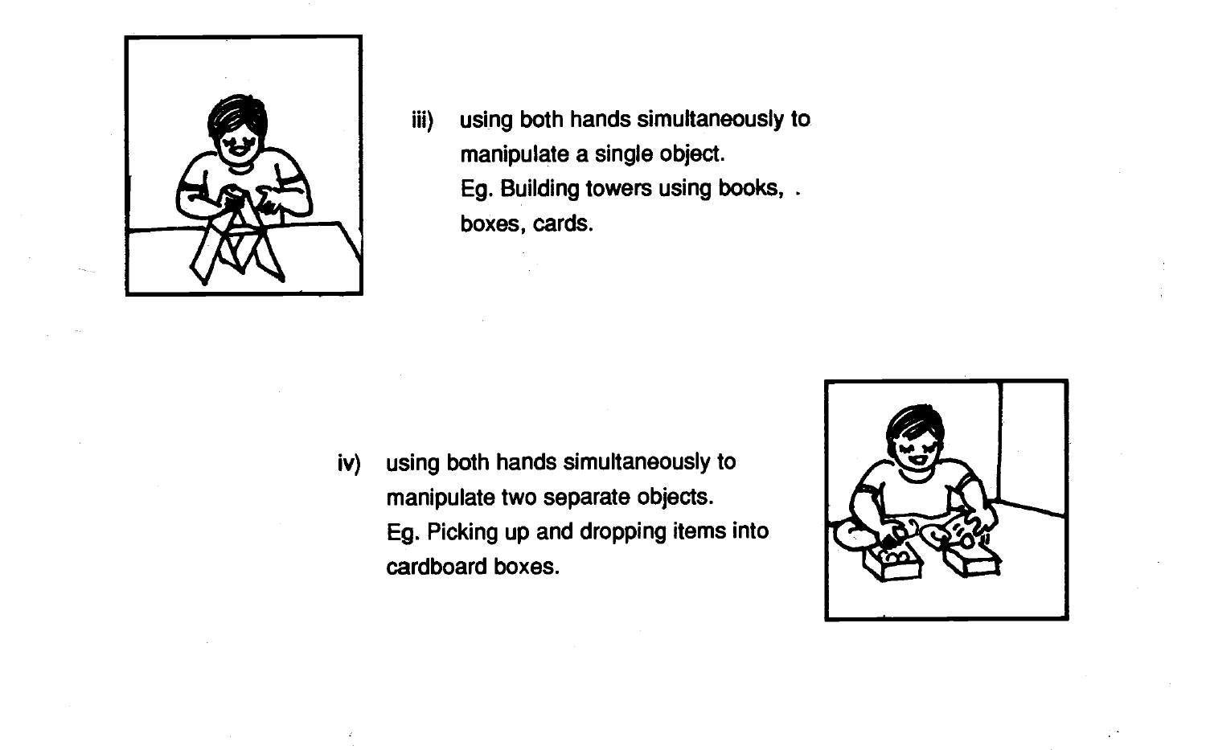iii) using both hands simultaneously to manipulate a single object.
Eg. Building towers using books, . boxes, cards.

iv) using both hands simultaneously to manipulate two separate objects.
Eg. Picking up and dropping items into cardboard boxes.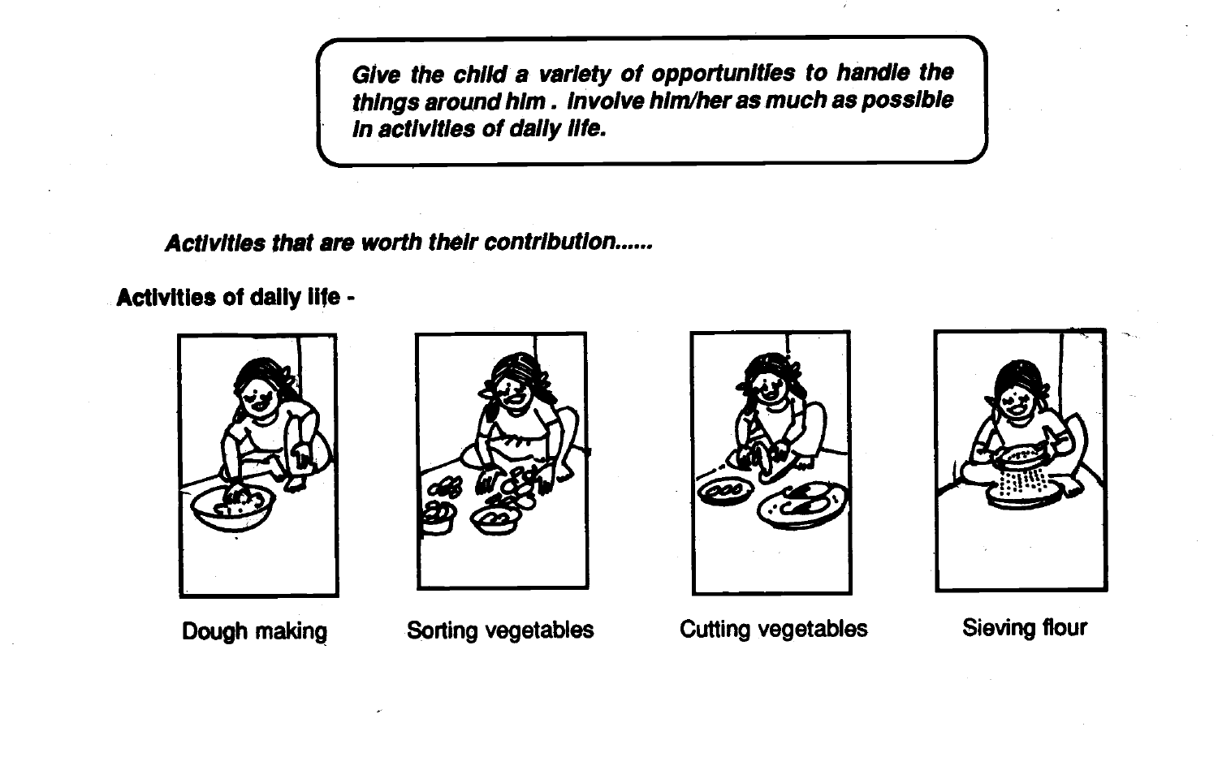***Give the child a variety of opportunities to handle the things around him. Involve him/her as much as possible in activities of daily life.***

***Activities that are worth their contribution......***

**Activities of daily life -**

Dough making

Sorting vegetables

Cutting vegetables

Sieving flour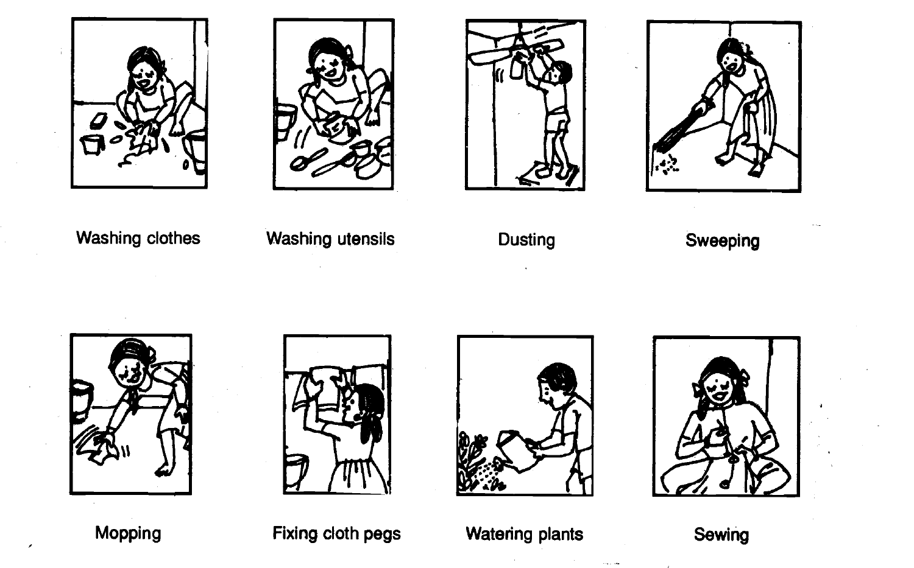Washing clothes

Washing utensils

Dusting

Sweeping

Mopping

Fixing cloth pegs

Watering plants

Sewing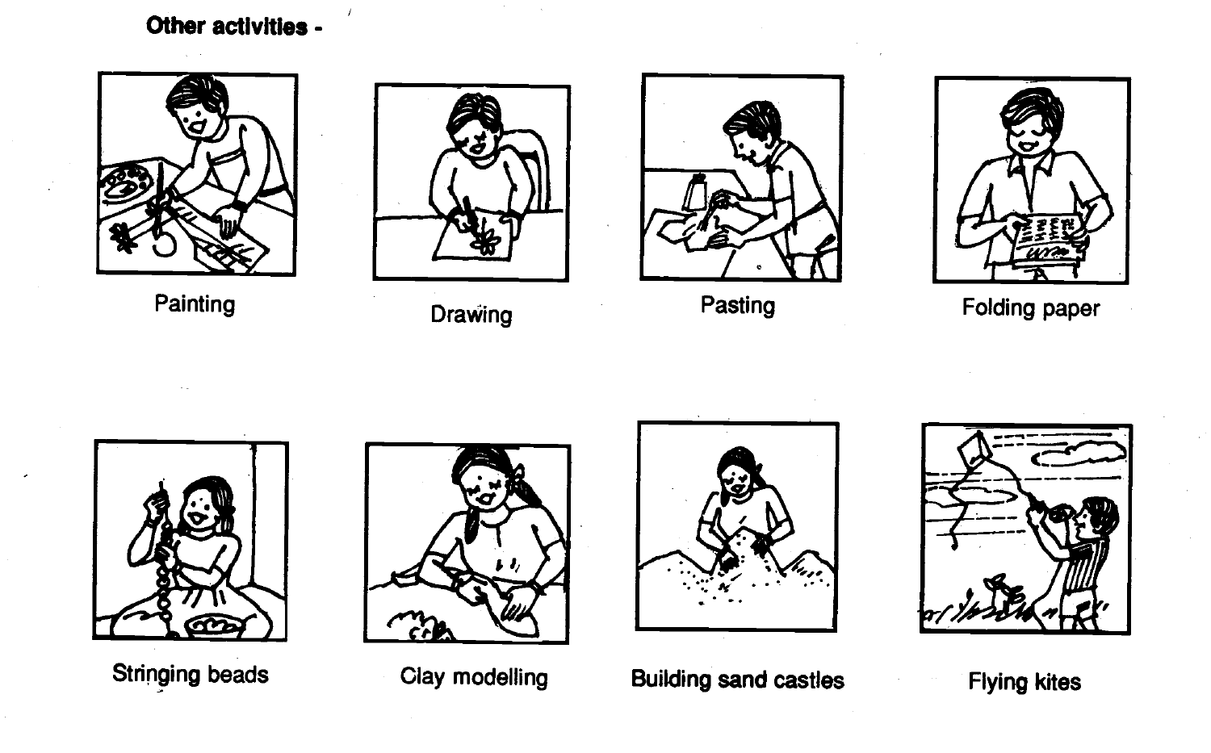**Other activities -**

Painting

Drawing

Pasting

Folding paper

Stringing beads

Clay modelling

Building sand castles

Flying kites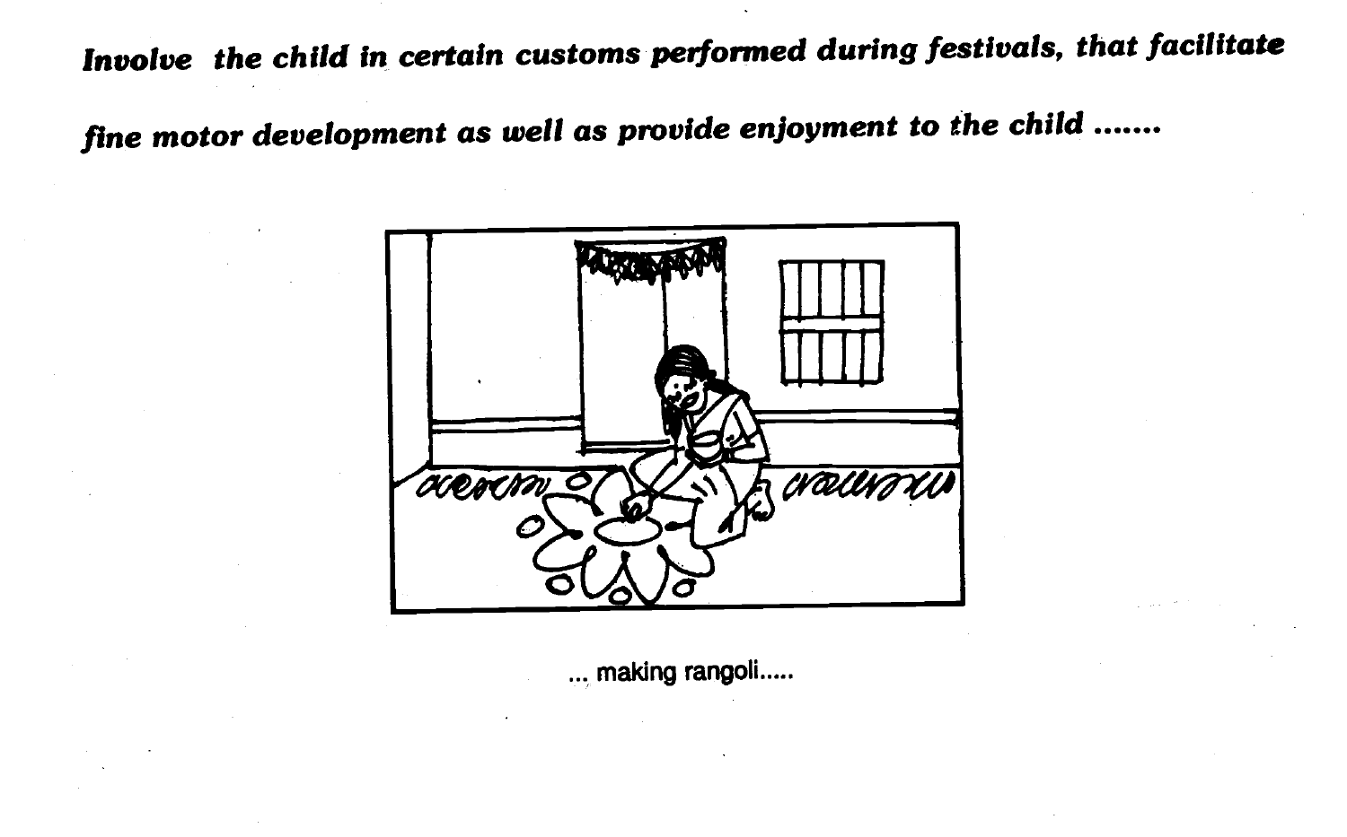***Involve the child in certain customs performed during festivals, that facilitate fine motor development as well as provide enjoyment to the child .......***

... making rangoli.....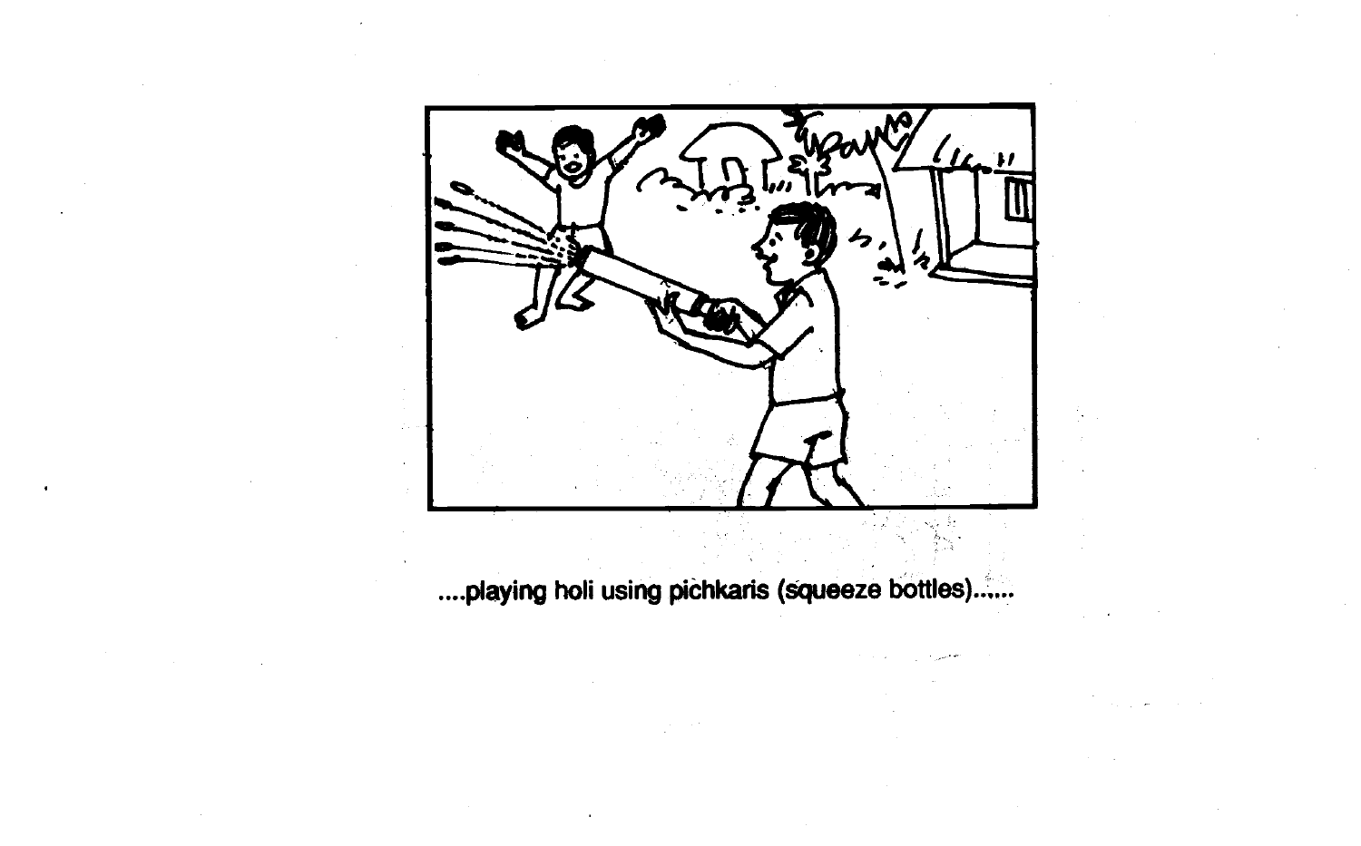....playing holi using pichkaris (squeeze bottles)......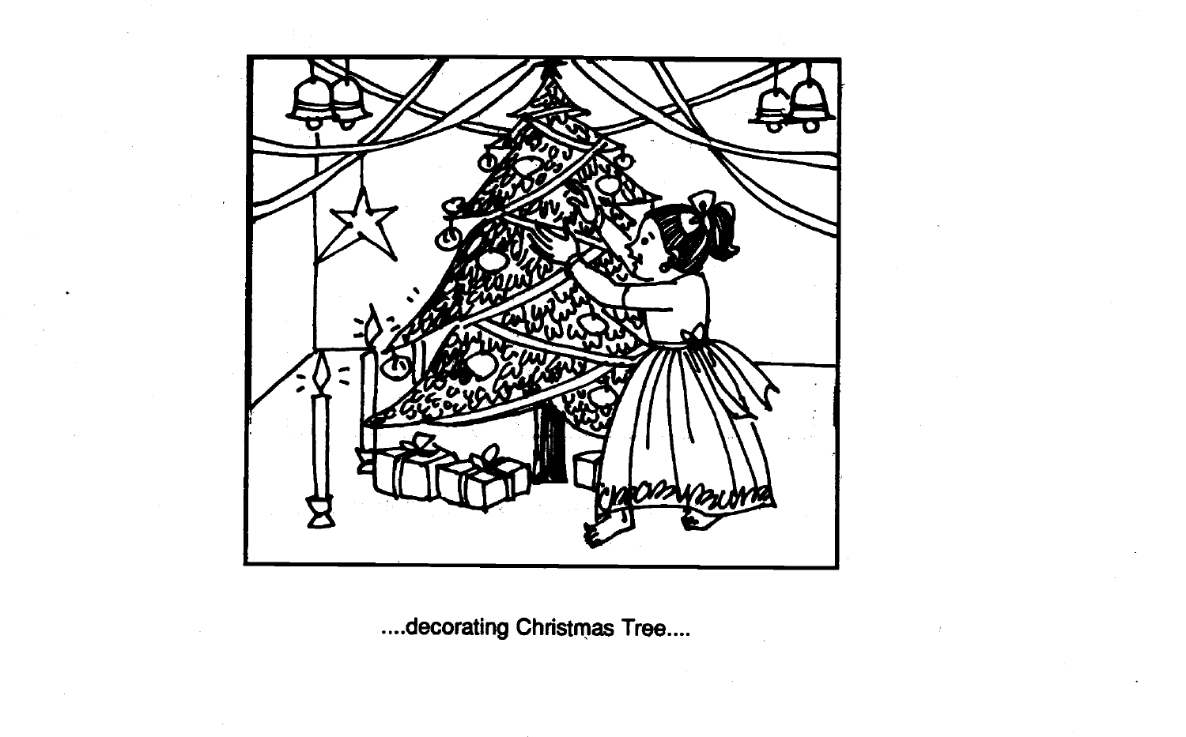....decorating Christmas Tree....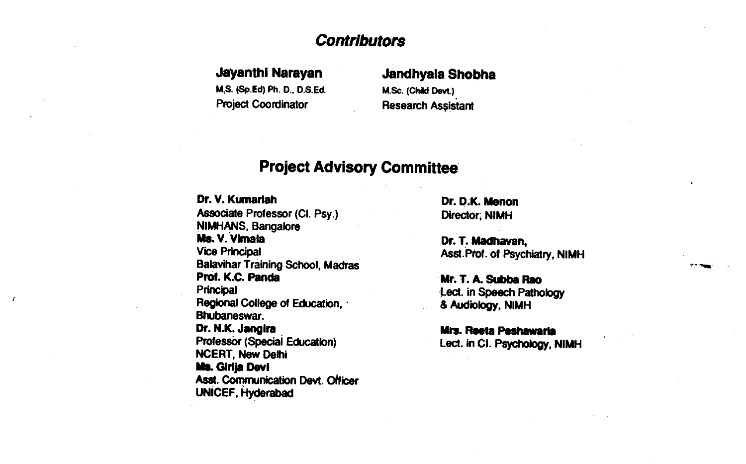## *Contributors*

**Jayanthi Narayan**
M.S. (Sp.Ed) Ph. D., D.S.Ed.
Project Coordinator

**Jandhyala Shobha**
M.Sc. (Child Devt.)
Research Assistant

## Project Advisory Committee

**Dr. V. Kumariah**
Associate Professor (Cl. Psy.)
NIMHANS, Bangalore

**Ms. V. Vimala**
Vice Principal
Balavihar Training School, Madras

**Prof. K.C. Panda**
Principal
Regional College of Education,
Bhubaneswar.

**Dr. N.K. Jangira**
Professor (Special Education)
NCERT, New Delhi

**Ms. Girija Devi**
Asst. Communication Devt. Officer
UNICEF, Hyderabad

**Dr. D.K. Menon**
Director, NIMH

**Dr. T. Madhavan,**
Asst.Prof. of Psychiatry, NIMH

**Mr. T. A. Subba Rao**
Lect. in Speech Pathology
& Audiology, NIMH

**Mrs. Reeta Peshawaria**
Lect. in Cl. Psychology, NIMH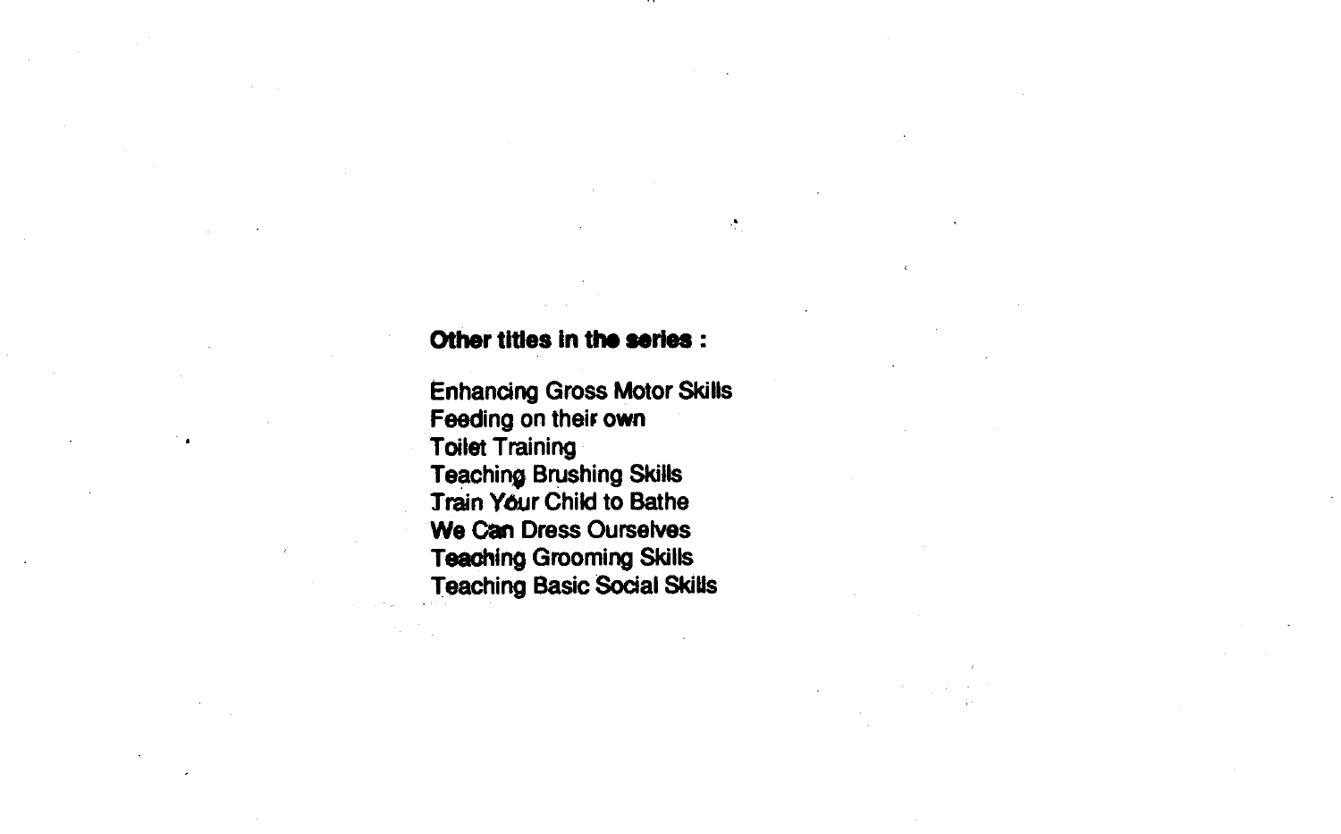**Other titles in the series :**

Enhancing Gross Motor Skills
Feeding on their own
Toilet Training
Teaching Brushing Skills
Train Your Child to Bathe
We Can Dress Ourselves
Teaching Grooming Skills
Teaching Basic Social Skills